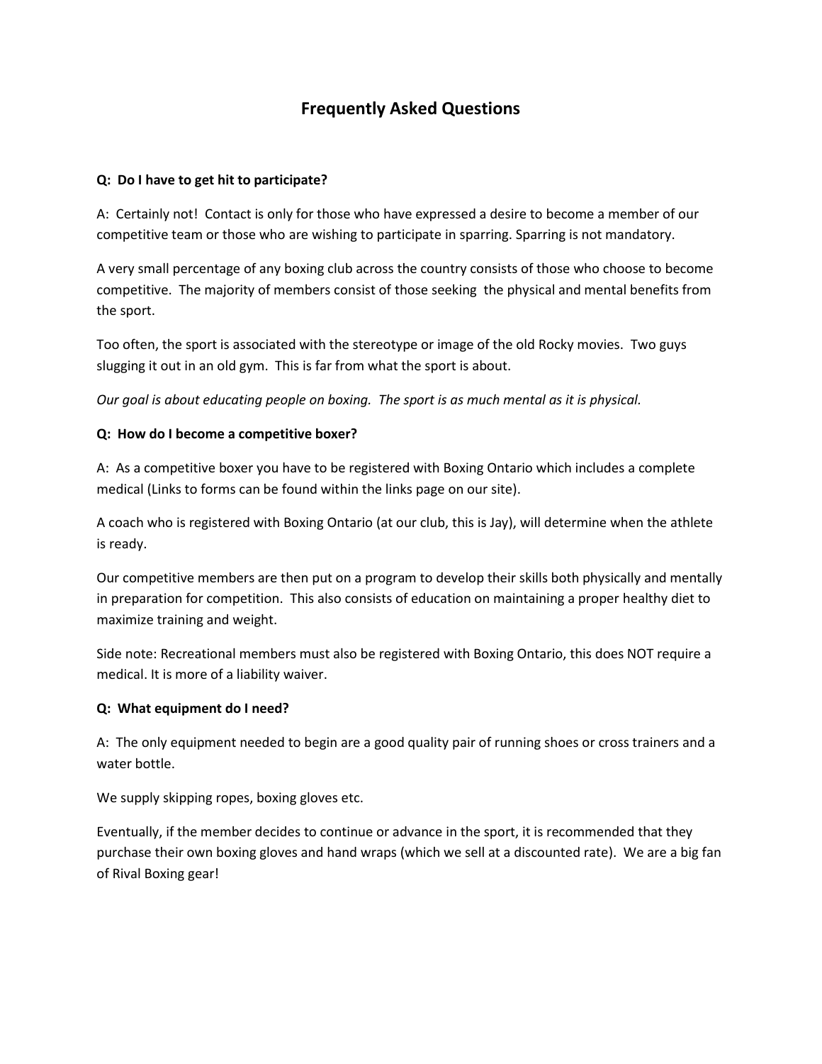# Frequently Asked Questions

**Q: Do I have to get hit to participate?**

A: Certainly not! Contact is only for those who have expressed a desire to become a member of our competitive team or those who are wishing to participate in sparring. Sparring is not mandatory.

A very small percentage of any boxing club across the country consists of those who choose to become competitive. The majority of members consist of those seeking the physical and mental benefits from the sport.

Too often, the sport is associated with the stereotype or image of the old Rocky movies. Two guys slugging it out in an old gym. This is far from what the sport is about.

*Our goal is about educating people on boxing. The sport is as much mental as it is physical.*

**Q: How do I become a competitive boxer?**

A: As a competitive boxer you have to be registered with Boxing Ontario which includes a complete medical (Links to forms can be found within the links page on our site).

A coach who is registered with Boxing Ontario (at our club, this is Jay), will determine when the athlete is ready.

Our competitive members are then put on a program to develop their skills both physically and mentally in preparation for competition. This also consists of education on maintaining a proper healthy diet to maximize training and weight.

Side note: Recreational members must also be registered with Boxing Ontario, this does NOT require a medical. It is more of a liability waiver.

**Q: What equipment do I need?**

A: The only equipment needed to begin are a good quality pair of running shoes or cross trainers and a water bottle.

We supply skipping ropes, boxing gloves etc.

Eventually, if the member decides to continue or advance in the sport, it is recommended that they purchase their own boxing gloves and hand wraps (which we sell at a discounted rate). We are a big fan of Rival Boxing gear!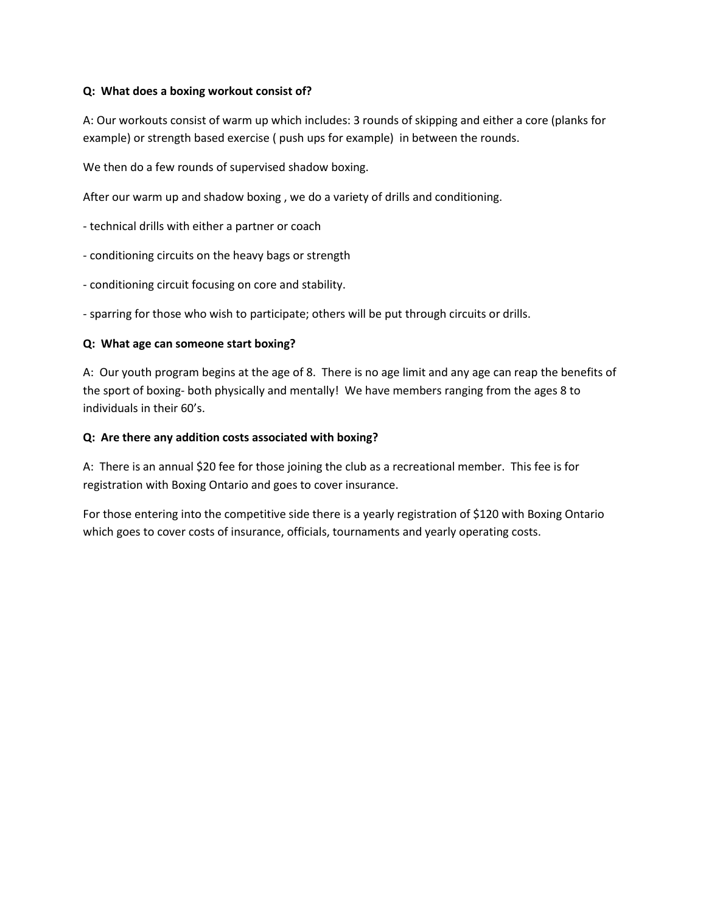**Q: What does a boxing workout consist of?**

A: Our workouts consist of warm up which includes: 3 rounds of skipping and either a core (planks for example) or strength based exercise ( push ups for example) in between the rounds.

We then do a few rounds of supervised shadow boxing.

After our warm up and shadow boxing , we do a variety of drills and conditioning.

- technical drills with either a partner or coach
- conditioning circuits on the heavy bags or strength
- conditioning circuit focusing on core and stability.
- sparring for those who wish to participate; others will be put through circuits or drills.

**Q: What age can someone start boxing?**

A: Our youth program begins at the age of 8. There is no age limit and any age can reap the benefits of the sport of boxing- both physically and mentally! We have members ranging from the ages 8 to individuals in their 60's.

**Q: Are there any addition costs associated with boxing?**

A: There is an annual $20 fee for those joining the club as a recreational member. This fee is for registration with Boxing Ontario and goes to cover insurance.

For those entering into the competitive side there is a yearly registration of $120 with Boxing Ontario which goes to cover costs of insurance, officials, tournaments and yearly operating costs.